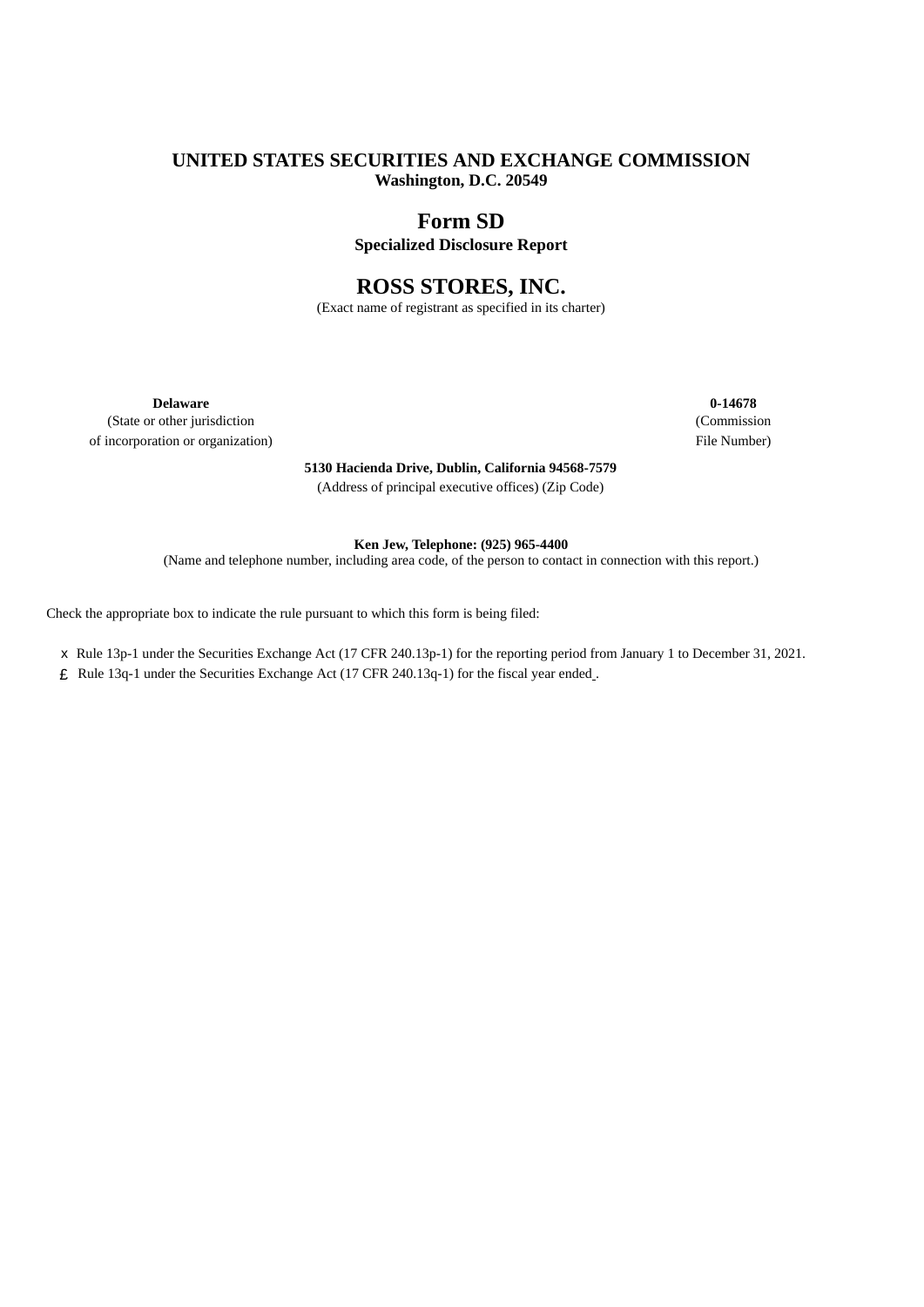# UNITED STATES SECURITIES AND EXCHANGE COMMISSION

**Washington, D.C. 20549**

# Form SD

**Specialized Disclosure Report**

# ROSS STORES, INC.

(Exact name of registrant as specified in its charter)

| **Delaware** | **0-14678** |
|---|---|
| (State or other jurisdiction of incorporation or organization) | (Commission File Number) |

**5130 Hacienda Drive, Dublin, California 94568-7579**

(Address of principal executive offices) (Zip Code)

**Ken Jew, Telephone: (925) 965-4400**

(Name and telephone number, including area code, of the person to contact in connection with this report.)

Check the appropriate box to indicate the rule pursuant to which this form is being filed:

x Rule 13p-1 under the Securities Exchange Act (17 CFR 240.13p-1) for the reporting period from January 1 to December 31, 2021.

£ Rule 13q-1 under the Securities Exchange Act (17 CFR 240.13q-1) for the fiscal year ended .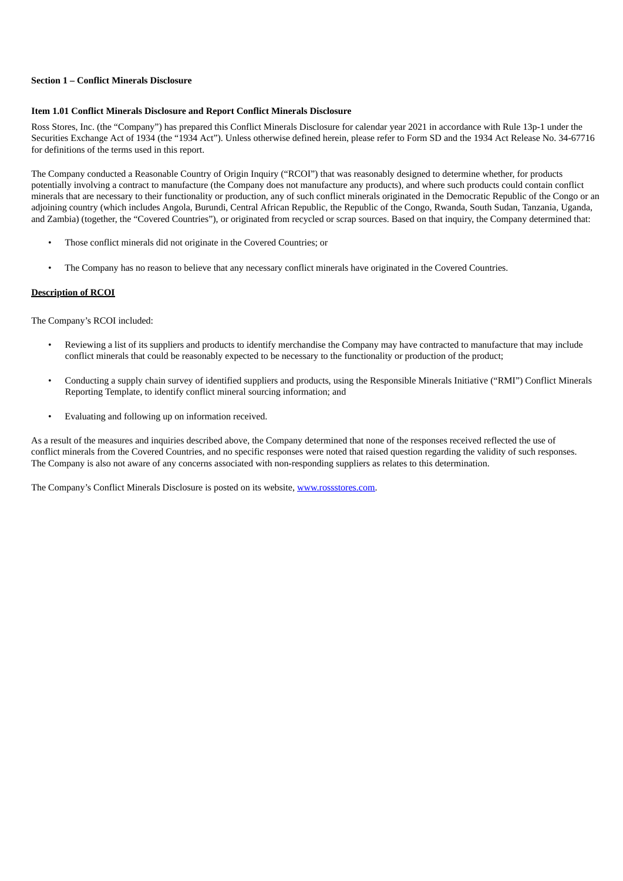**Section 1 – Conflict Minerals Disclosure**

**Item 1.01 Conflict Minerals Disclosure and Report Conflict Minerals Disclosure**

Ross Stores, Inc. (the "Company") has prepared this Conflict Minerals Disclosure for calendar year 2021 in accordance with Rule 13p-1 under the Securities Exchange Act of 1934 (the "1934 Act"). Unless otherwise defined herein, please refer to Form SD and the 1934 Act Release No. 34-67716 for definitions of the terms used in this report.

The Company conducted a Reasonable Country of Origin Inquiry ("RCOI") that was reasonably designed to determine whether, for products potentially involving a contract to manufacture (the Company does not manufacture any products), and where such products could contain conflict minerals that are necessary to their functionality or production, any of such conflict minerals originated in the Democratic Republic of the Congo or an adjoining country (which includes Angola, Burundi, Central African Republic, the Republic of the Congo, Rwanda, South Sudan, Tanzania, Uganda, and Zambia) (together, the "Covered Countries"), or originated from recycled or scrap sources. Based on that inquiry, the Company determined that:

- Those conflict minerals did not originate in the Covered Countries; or
- The Company has no reason to believe that any necessary conflict minerals have originated in the Covered Countries.

**Description of RCOI**

The Company's RCOI included:

- Reviewing a list of its suppliers and products to identify merchandise the Company may have contracted to manufacture that may include conflict minerals that could be reasonably expected to be necessary to the functionality or production of the product;
- Conducting a supply chain survey of identified suppliers and products, using the Responsible Minerals Initiative ("RMI") Conflict Minerals Reporting Template, to identify conflict mineral sourcing information; and
- Evaluating and following up on information received.

As a result of the measures and inquiries described above, the Company determined that none of the responses received reflected the use of conflict minerals from the Covered Countries, and no specific responses were noted that raised question regarding the validity of such responses. The Company is also not aware of any concerns associated with non-responding suppliers as relates to this determination.

The Company's Conflict Minerals Disclosure is posted on its website, www.rossstores.com.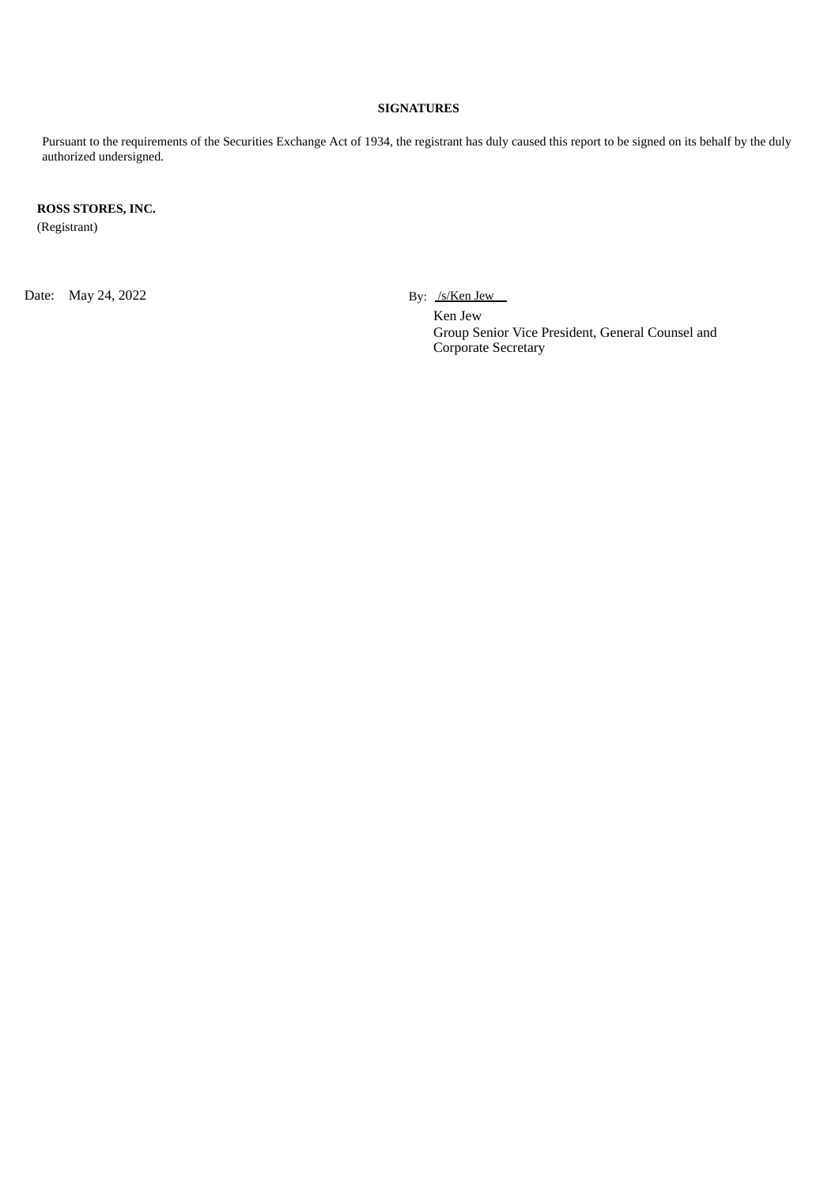**SIGNATURES**

Pursuant to the requirements of the Securities Exchange Act of 1934, the registrant has duly caused this report to be signed on its behalf by the duly authorized undersigned.

**ROSS STORES, INC.**
(Registrant)

Date: May 24, 2022

By: /s/Ken Jew

Ken Jew
Group Senior Vice President, General Counsel and Corporate Secretary